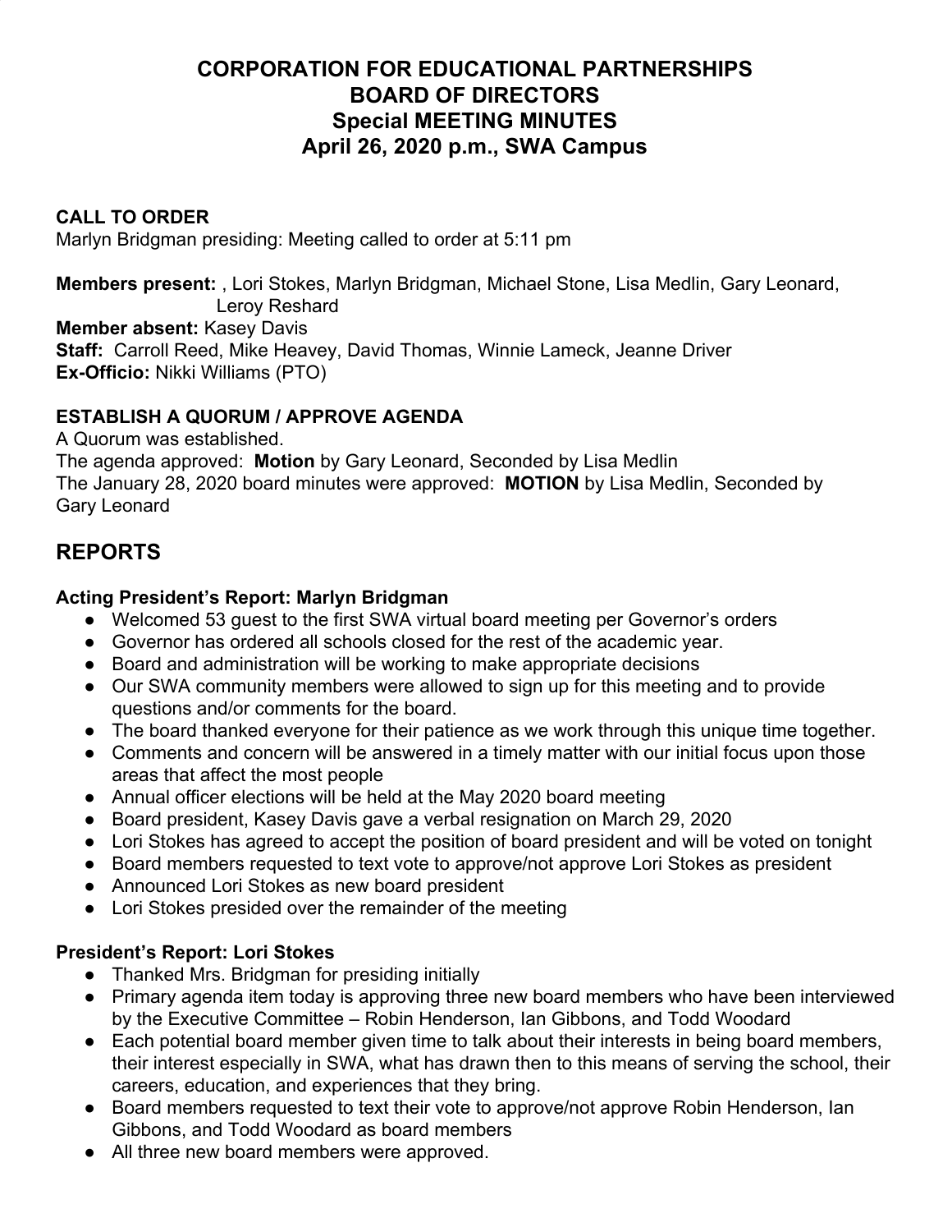# CORPORATION FOR EDUCATIONAL PARTNERSHIPS
# BOARD OF DIRECTORS
# Special MEETING MINUTES
# April 26, 2020 p.m., SWA Campus

**CALL TO ORDER**
Marlyn Bridgman presiding: Meeting called to order at 5:11 pm

**Members present:** , Lori Stokes, Marlyn Bridgman, Michael Stone, Lisa Medlin, Gary Leonard, Leroy Reshard
**Member absent:** Kasey Davis
**Staff:** Carroll Reed, Mike Heavey, David Thomas, Winnie Lameck, Jeanne Driver
**Ex-Officio:** Nikki Williams (PTO)

**ESTABLISH A QUORUM / APPROVE AGENDA**
A Quorum was established.
The agenda approved: **Motion** by Gary Leonard, Seconded by Lisa Medlin
The January 28, 2020 board minutes were approved: **MOTION** by Lisa Medlin, Seconded by Gary Leonard

## REPORTS

**Acting President's Report: Marlyn Bridgman**

- Welcomed 53 guest to the first SWA virtual board meeting per Governor's orders
- Governor has ordered all schools closed for the rest of the academic year.
- Board and administration will be working to make appropriate decisions
- Our SWA community members were allowed to sign up for this meeting and to provide questions and/or comments for the board.
- The board thanked everyone for their patience as we work through this unique time together.
- Comments and concern will be answered in a timely matter with our initial focus upon those areas that affect the most people
- Annual officer elections will be held at the May 2020 board meeting
- Board president, Kasey Davis gave a verbal resignation on March 29, 2020
- Lori Stokes has agreed to accept the position of board president and will be voted on tonight
- Board members requested to text vote to approve/not approve Lori Stokes as president
- Announced Lori Stokes as new board president
- Lori Stokes presided over the remainder of the meeting

**President's Report: Lori Stokes**

- Thanked Mrs. Bridgman for presiding initially
- Primary agenda item today is approving three new board members who have been interviewed by the Executive Committee – Robin Henderson, Ian Gibbons, and Todd Woodard
- Each potential board member given time to talk about their interests in being board members, their interest especially in SWA, what has drawn then to this means of serving the school, their careers, education, and experiences that they bring.
- Board members requested to text their vote to approve/not approve Robin Henderson, Ian Gibbons, and Todd Woodard as board members
- All three new board members were approved.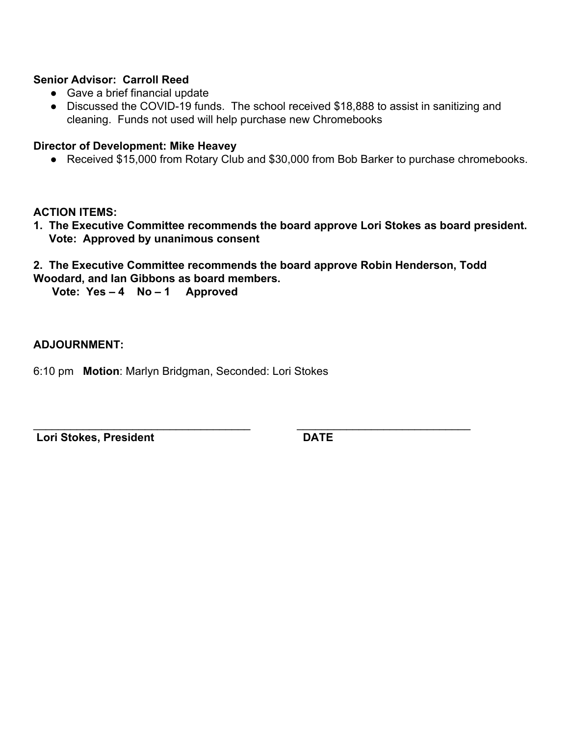**Senior Advisor: Carroll Reed**

- Gave a brief financial update
- Discussed the COVID-19 funds. The school received $18,888 to assist in sanitizing and cleaning. Funds not used will help purchase new Chromebooks

**Director of Development: Mike Heavey**

- Received $15,000 from Rotary Club and $30,000 from Bob Barker to purchase chromebooks.

**ACTION ITEMS:**

**1. The Executive Committee recommends the board approve Lori Stokes as board president.**
**Vote: Approved by unanimous consent**

**2. The Executive Committee recommends the board approve Robin Henderson, Todd Woodard, and Ian Gibbons as board members.**
**Vote: Yes – 4 No – 1 Approved**

**ADJOURNMENT:**

6:10 pm **Motion**: Marlyn Bridgman, Seconded: Lori Stokes

\_\_\_\_\_\_\_\_\_\_\_\_\_\_\_\_\_\_\_\_\_\_\_\_\_\_\_\_\_\_\_\_\_\_\_\_ \_\_\_\_\_\_\_\_\_\_\_\_\_\_\_\_\_\_\_\_\_\_\_\_\_\_\_\_\_\_\_\_\_

**Lori Stokes, President** **DATE**